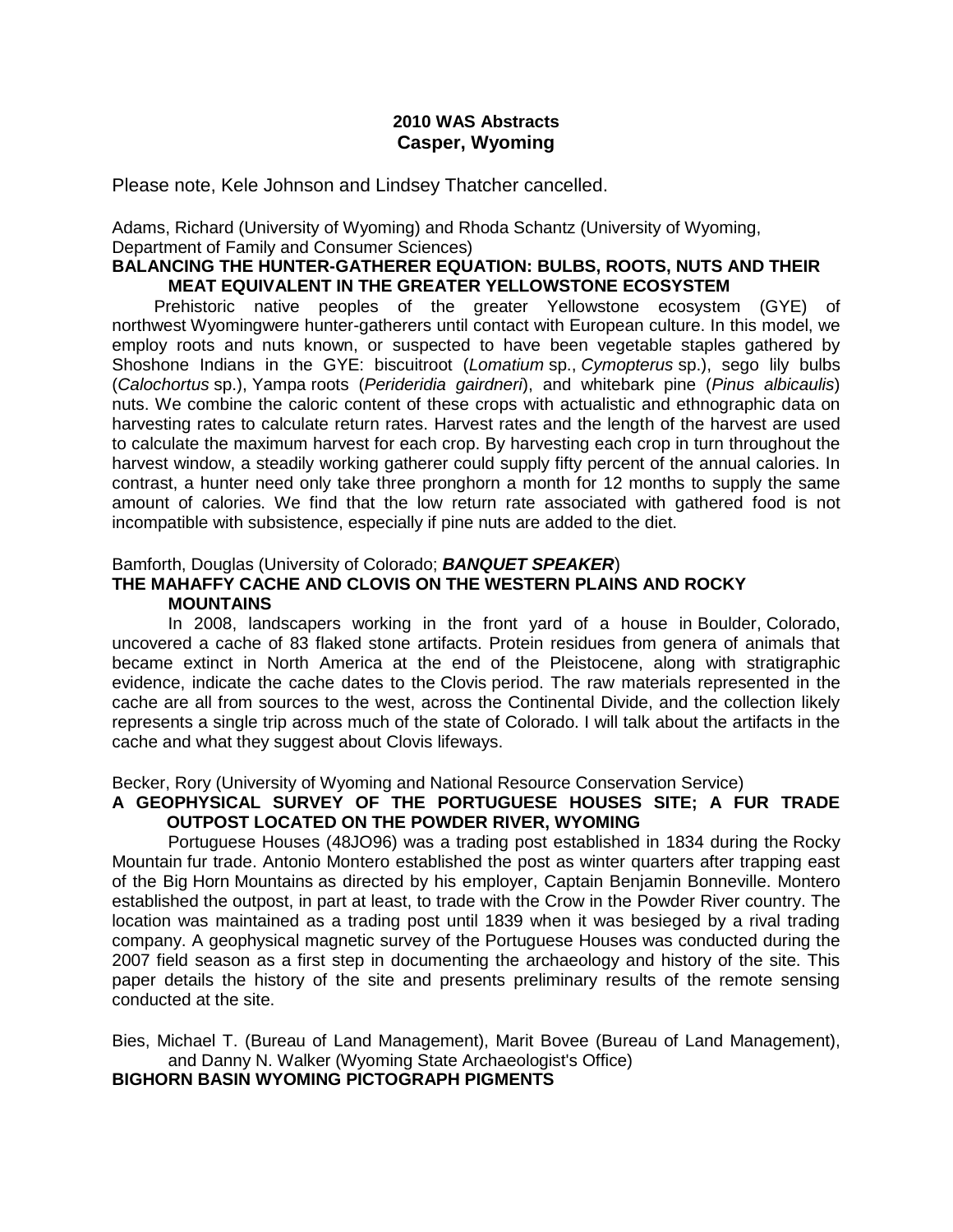# 2010 WAS Abstracts
## Casper, Wyoming

Please note, Kele Johnson and Lindsey Thatcher cancelled.

Adams, Richard (University of Wyoming) and Rhoda Schantz (University of Wyoming, Department of Family and Consumer Sciences)

### BALANCING THE HUNTER-GATHERER EQUATION: BULBS, ROOTS, NUTS AND THEIR MEAT EQUIVALENT IN THE GREATER YELLOWSTONE ECOSYSTEM

Prehistoric native peoples of the greater Yellowstone ecosystem (GYE) of northwest Wyomingwere hunter-gatherers until contact with European culture. In this model, we employ roots and nuts known, or suspected to have been vegetable staples gathered by Shoshone Indians in the GYE: biscuitroot (*Lomatium* sp., *Cymopterus* sp.), sego lily bulbs (*Calochortus* sp.), Yampa roots (*Perideridia gairdneri*), and whitebark pine (*Pinus albicaulis*) nuts. We combine the caloric content of these crops with actualistic and ethnographic data on harvesting rates to calculate return rates. Harvest rates and the length of the harvest are used to calculate the maximum harvest for each crop. By harvesting each crop in turn throughout the harvest window, a steadily working gatherer could supply fifty percent of the annual calories. In contrast, a hunter need only take three pronghorn a month for 12 months to supply the same amount of calories. We find that the low return rate associated with gathered food is not incompatible with subsistence, especially if pine nuts are added to the diet.

Bamforth, Douglas (University of Colorado; ***BANQUET SPEAKER***)

### THE MAHAFFY CACHE AND CLOVIS ON THE WESTERN PLAINS AND ROCKY MOUNTAINS

In 2008, landscapers working in the front yard of a house in Boulder, Colorado, uncovered a cache of 83 flaked stone artifacts. Protein residues from genera of animals that became extinct in North America at the end of the Pleistocene, along with stratigraphic evidence, indicate the cache dates to the Clovis period. The raw materials represented in the cache are all from sources to the west, across the Continental Divide, and the collection likely represents a single trip across much of the state of Colorado. I will talk about the artifacts in the cache and what they suggest about Clovis lifeways.

Becker, Rory (University of Wyoming and National Resource Conservation Service)

### A GEOPHYSICAL SURVEY OF THE PORTUGUESE HOUSES SITE; A FUR TRADE OUTPOST LOCATED ON THE POWDER RIVER, WYOMING

Portuguese Houses (48JO96) was a trading post established in 1834 during the Rocky Mountain fur trade. Antonio Montero established the post as winter quarters after trapping east of the Big Horn Mountains as directed by his employer, Captain Benjamin Bonneville. Montero established the outpost, in part at least, to trade with the Crow in the Powder River country. The location was maintained as a trading post until 1839 when it was besieged by a rival trading company. A geophysical magnetic survey of the Portuguese Houses was conducted during the 2007 field season as a first step in documenting the archaeology and history of the site. This paper details the history of the site and presents preliminary results of the remote sensing conducted at the site.

Bies, Michael T. (Bureau of Land Management), Marit Bovee (Bureau of Land Management), and Danny N. Walker (Wyoming State Archaeologist's Office)

### BIGHORN BASIN WYOMING PICTOGRAPH PIGMENTS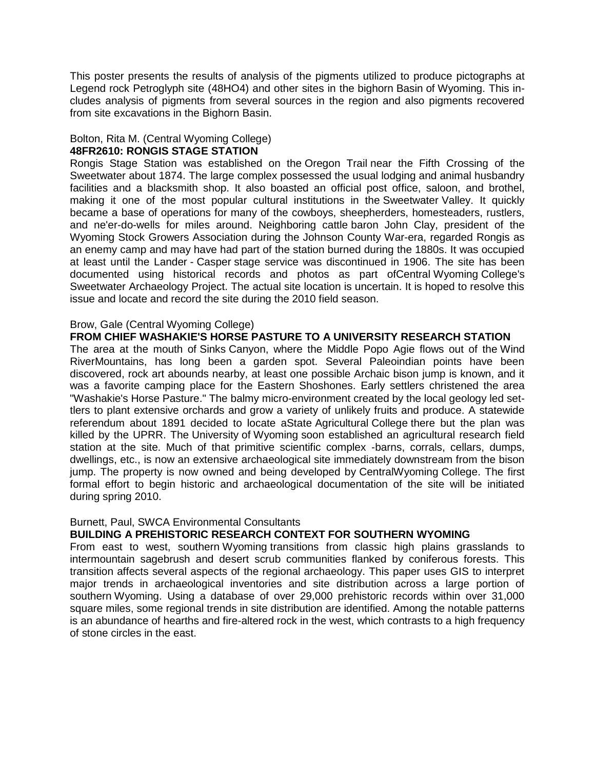This poster presents the results of analysis of the pigments utilized to produce pictographs at Legend rock Petroglyph site (48HO4) and other sites in the bighorn Basin of Wyoming. This includes analysis of pigments from several sources in the region and also pigments recovered from site excavations in the Bighorn Basin.

Bolton, Rita M. (Central Wyoming College)

**48FR2610: RONGIS STAGE STATION**

Rongis Stage Station was established on the Oregon Trail near the Fifth Crossing of the Sweetwater about 1874. The large complex possessed the usual lodging and animal husbandry facilities and a blacksmith shop. It also boasted an official post office, saloon, and brothel, making it one of the most popular cultural institutions in the Sweetwater Valley. It quickly became a base of operations for many of the cowboys, sheepherders, homesteaders, rustlers, and ne'er-do-wells for miles around. Neighboring cattle baron John Clay, president of the Wyoming Stock Growers Association during the Johnson County War-era, regarded Rongis as an enemy camp and may have had part of the station burned during the 1880s. It was occupied at least until the Lander - Casper stage service was discontinued in 1906. The site has been documented using historical records and photos as part ofCentral Wyoming College's Sweetwater Archaeology Project. The actual site location is uncertain. It is hoped to resolve this issue and locate and record the site during the 2010 field season.

Brow, Gale (Central Wyoming College)

**FROM CHIEF WASHAKIE'S HORSE PASTURE TO A UNIVERSITY RESEARCH STATION**

The area at the mouth of Sinks Canyon, where the Middle Popo Agie flows out of the Wind RiverMountains, has long been a garden spot. Several Paleoindian points have been discovered, rock art abounds nearby, at least one possible Archaic bison jump is known, and it was a favorite camping place for the Eastern Shoshones. Early settlers christened the area "Washakie's Horse Pasture." The balmy micro-environment created by the local geology led settlers to plant extensive orchards and grow a variety of unlikely fruits and produce. A statewide referendum about 1891 decided to locate aState Agricultural College there but the plan was killed by the UPRR. The University of Wyoming soon established an agricultural research field station at the site. Much of that primitive scientific complex -barns, corrals, cellars, dumps, dwellings, etc., is now an extensive archaeological site immediately downstream from the bison jump. The property is now owned and being developed by CentralWyoming College. The first formal effort to begin historic and archaeological documentation of the site will be initiated during spring 2010.

Burnett, Paul, SWCA Environmental Consultants

**BUILDING A PREHISTORIC RESEARCH CONTEXT FOR SOUTHERN WYOMING**

From east to west, southern Wyoming transitions from classic high plains grasslands to intermountain sagebrush and desert scrub communities flanked by coniferous forests. This transition affects several aspects of the regional archaeology. This paper uses GIS to interpret major trends in archaeological inventories and site distribution across a large portion of southern Wyoming. Using a database of over 29,000 prehistoric records within over 31,000 square miles, some regional trends in site distribution are identified. Among the notable patterns is an abundance of hearths and fire-altered rock in the west, which contrasts to a high frequency of stone circles in the east.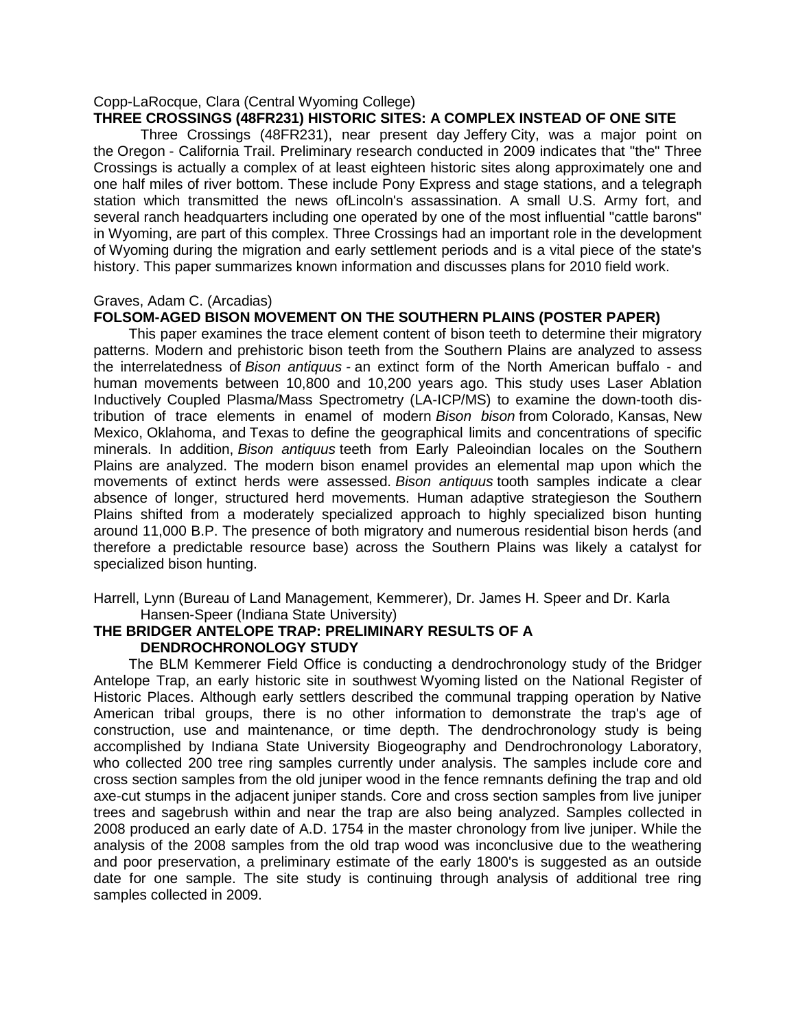Copp-LaRocque, Clara (Central Wyoming College)

**THREE CROSSINGS (48FR231) HISTORIC SITES: A COMPLEX INSTEAD OF ONE SITE**

Three Crossings (48FR231), near present day Jeffery City, was a major point on the Oregon - California Trail. Preliminary research conducted in 2009 indicates that "the" Three Crossings is actually a complex of at least eighteen historic sites along approximately one and one half miles of river bottom. These include Pony Express and stage stations, and a telegraph station which transmitted the news ofLincoln's assassination. A small U.S. Army fort, and several ranch headquarters including one operated by one of the most influential "cattle barons" in Wyoming, are part of this complex. Three Crossings had an important role in the development of Wyoming during the migration and early settlement periods and is a vital piece of the state's history. This paper summarizes known information and discusses plans for 2010 field work.

Graves, Adam C. (Arcadias)

**FOLSOM-AGED BISON MOVEMENT ON THE SOUTHERN PLAINS (POSTER PAPER)**

This paper examines the trace element content of bison teeth to determine their migratory patterns. Modern and prehistoric bison teeth from the Southern Plains are analyzed to assess the interrelatedness of *Bison antiquus* - an extinct form of the North American buffalo - and human movements between 10,800 and 10,200 years ago. This study uses Laser Ablation Inductively Coupled Plasma/Mass Spectrometry (LA-ICP/MS) to examine the down-tooth distribution of trace elements in enamel of modern *Bison bison* from Colorado, Kansas, New Mexico, Oklahoma, and Texas to define the geographical limits and concentrations of specific minerals. In addition, *Bison antiquus* teeth from Early Paleoindian locales on the Southern Plains are analyzed. The modern bison enamel provides an elemental map upon which the movements of extinct herds were assessed. *Bison antiquus* tooth samples indicate a clear absence of longer, structured herd movements. Human adaptive strategieson the Southern Plains shifted from a moderately specialized approach to highly specialized bison hunting around 11,000 B.P. The presence of both migratory and numerous residential bison herds (and therefore a predictable resource base) across the Southern Plains was likely a catalyst for specialized bison hunting.

Harrell, Lynn (Bureau of Land Management, Kemmerer), Dr. James H. Speer and Dr. Karla Hansen-Speer (Indiana State University)

**THE BRIDGER ANTELOPE TRAP: PRELIMINARY RESULTS OF A DENDROCHRONOLOGY STUDY**

The BLM Kemmerer Field Office is conducting a dendrochronology study of the Bridger Antelope Trap, an early historic site in southwest Wyoming listed on the National Register of Historic Places. Although early settlers described the communal trapping operation by Native American tribal groups, there is no other information to demonstrate the trap's age of construction, use and maintenance, or time depth. The dendrochronology study is being accomplished by Indiana State University Biogeography and Dendrochronology Laboratory, who collected 200 tree ring samples currently under analysis. The samples include core and cross section samples from the old juniper wood in the fence remnants defining the trap and old axe-cut stumps in the adjacent juniper stands. Core and cross section samples from live juniper trees and sagebrush within and near the trap are also being analyzed. Samples collected in 2008 produced an early date of A.D. 1754 in the master chronology from live juniper. While the analysis of the 2008 samples from the old trap wood was inconclusive due to the weathering and poor preservation, a preliminary estimate of the early 1800's is suggested as an outside date for one sample. The site study is continuing through analysis of additional tree ring samples collected in 2009.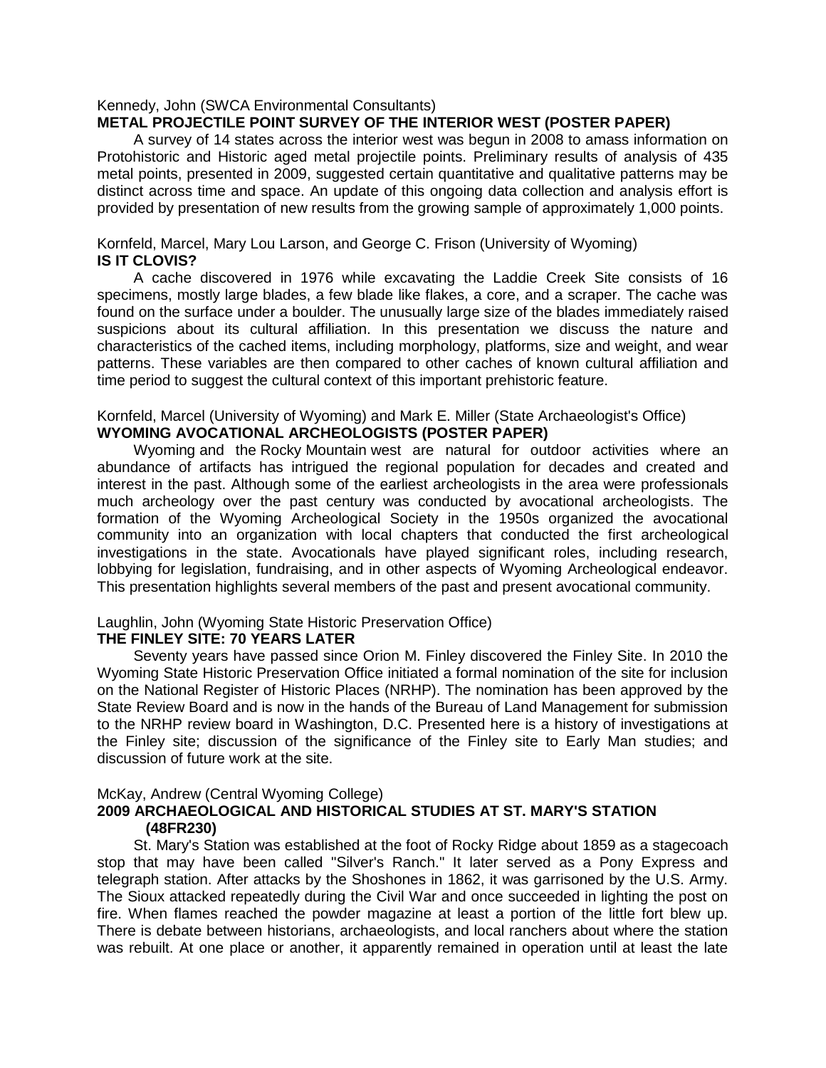Kennedy, John (SWCA Environmental Consultants)

**METAL PROJECTILE POINT SURVEY OF THE INTERIOR WEST (POSTER PAPER)**

A survey of 14 states across the interior west was begun in 2008 to amass information on Protohistoric and Historic aged metal projectile points. Preliminary results of analysis of 435 metal points, presented in 2009, suggested certain quantitative and qualitative patterns may be distinct across time and space. An update of this ongoing data collection and analysis effort is provided by presentation of new results from the growing sample of approximately 1,000 points.

Kornfeld, Marcel, Mary Lou Larson, and George C. Frison (University of Wyoming)

**IS IT CLOVIS?**

A cache discovered in 1976 while excavating the Laddie Creek Site consists of 16 specimens, mostly large blades, a few blade like flakes, a core, and a scraper. The cache was found on the surface under a boulder. The unusually large size of the blades immediately raised suspicions about its cultural affiliation. In this presentation we discuss the nature and characteristics of the cached items, including morphology, platforms, size and weight, and wear patterns. These variables are then compared to other caches of known cultural affiliation and time period to suggest the cultural context of this important prehistoric feature.

Kornfeld, Marcel (University of Wyoming) and Mark E. Miller (State Archaeologist's Office)

**WYOMING AVOCATIONAL ARCHEOLOGISTS (POSTER PAPER)**

Wyoming and the Rocky Mountain west are natural for outdoor activities where an abundance of artifacts has intrigued the regional population for decades and created and interest in the past. Although some of the earliest archeologists in the area were professionals much archeology over the past century was conducted by avocational archeologists. The formation of the Wyoming Archeological Society in the 1950s organized the avocational community into an organization with local chapters that conducted the first archeological investigations in the state. Avocationals have played significant roles, including research, lobbying for legislation, fundraising, and in other aspects of Wyoming Archeological endeavor. This presentation highlights several members of the past and present avocational community.

Laughlin, John (Wyoming State Historic Preservation Office)

**THE FINLEY SITE: 70 YEARS LATER**

Seventy years have passed since Orion M. Finley discovered the Finley Site. In 2010 the Wyoming State Historic Preservation Office initiated a formal nomination of the site for inclusion on the National Register of Historic Places (NRHP). The nomination has been approved by the State Review Board and is now in the hands of the Bureau of Land Management for submission to the NRHP review board in Washington, D.C. Presented here is a history of investigations at the Finley site; discussion of the significance of the Finley site to Early Man studies; and discussion of future work at the site.

McKay, Andrew (Central Wyoming College)

**2009 ARCHAEOLOGICAL AND HISTORICAL STUDIES AT ST. MARY'S STATION (48FR230)**

St. Mary's Station was established at the foot of Rocky Ridge about 1859 as a stagecoach stop that may have been called "Silver's Ranch." It later served as a Pony Express and telegraph station. After attacks by the Shoshones in 1862, it was garrisoned by the U.S. Army. The Sioux attacked repeatedly during the Civil War and once succeeded in lighting the post on fire. When flames reached the powder magazine at least a portion of the little fort blew up. There is debate between historians, archaeologists, and local ranchers about where the station was rebuilt. At one place or another, it apparently remained in operation until at least the late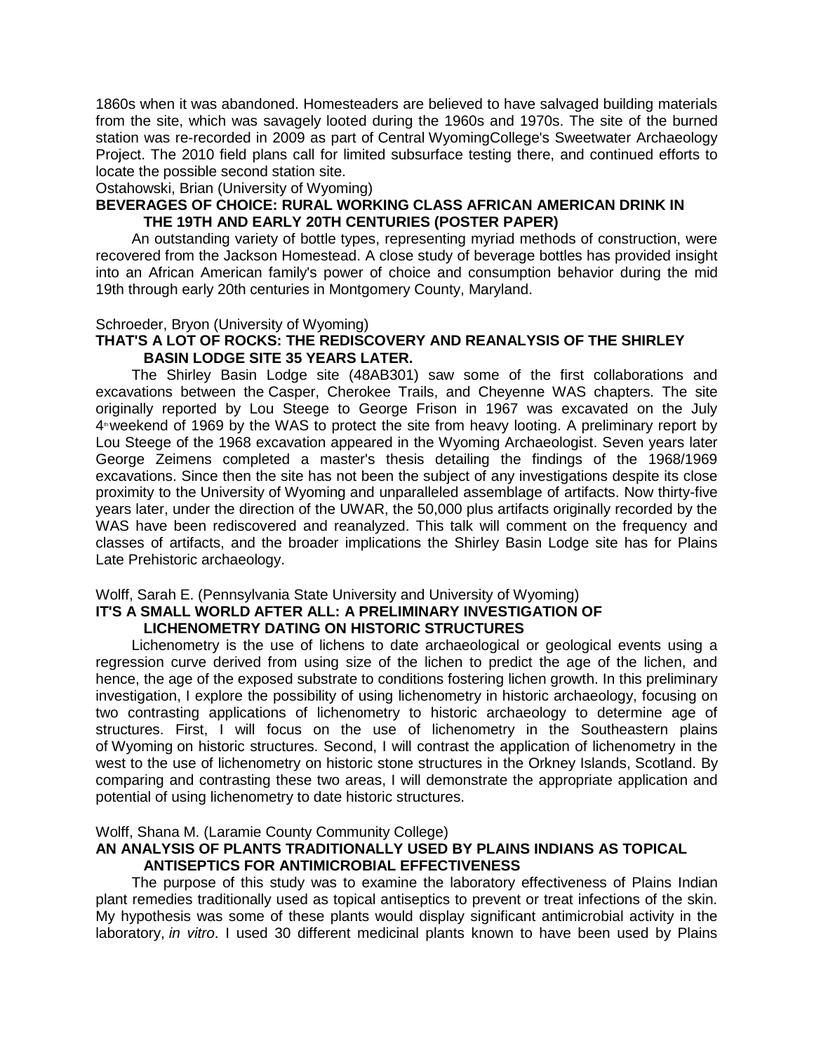1860s when it was abandoned. Homesteaders are believed to have salvaged building materials from the site, which was savagely looted during the 1960s and 1970s. The site of the burned station was re-recorded in 2009 as part of Central WyomingCollege's Sweetwater Archaeology Project. The 2010 field plans call for limited subsurface testing there, and continued efforts to locate the possible second station site.

Ostahowski, Brian (University of Wyoming)

**BEVERAGES OF CHOICE: RURAL WORKING CLASS AFRICAN AMERICAN DRINK IN THE 19TH AND EARLY 20TH CENTURIES (POSTER PAPER)**

An outstanding variety of bottle types, representing myriad methods of construction, were recovered from the Jackson Homestead. A close study of beverage bottles has provided insight into an African American family's power of choice and consumption behavior during the mid 19th through early 20th centuries in Montgomery County, Maryland.

Schroeder, Bryon (University of Wyoming)

**THAT'S A LOT OF ROCKS: THE REDISCOVERY AND REANALYSIS OF THE SHIRLEY BASIN LODGE SITE 35 YEARS LATER.**

The Shirley Basin Lodge site (48AB301) saw some of the first collaborations and excavations between the Casper, Cherokee Trails, and Cheyenne WAS chapters. The site originally reported by Lou Steege to George Frison in 1967 was excavated on the July 4th weekend of 1969 by the WAS to protect the site from heavy looting. A preliminary report by Lou Steege of the 1968 excavation appeared in the Wyoming Archaeologist. Seven years later George Zeimens completed a master's thesis detailing the findings of the 1968/1969 excavations. Since then the site has not been the subject of any investigations despite its close proximity to the University of Wyoming and unparalleled assemblage of artifacts. Now thirty-five years later, under the direction of the UWAR, the 50,000 plus artifacts originally recorded by the WAS have been rediscovered and reanalyzed. This talk will comment on the frequency and classes of artifacts, and the broader implications the Shirley Basin Lodge site has for Plains Late Prehistoric archaeology.

Wolff, Sarah E. (Pennsylvania State University and University of Wyoming)

**IT'S A SMALL WORLD AFTER ALL: A PRELIMINARY INVESTIGATION OF LICHENOMETRY DATING ON HISTORIC STRUCTURES**

Lichenometry is the use of lichens to date archaeological or geological events using a regression curve derived from using size of the lichen to predict the age of the lichen, and hence, the age of the exposed substrate to conditions fostering lichen growth. In this preliminary investigation, I explore the possibility of using lichenometry in historic archaeology, focusing on two contrasting applications of lichenometry to historic archaeology to determine age of structures. First, I will focus on the use of lichenometry in the Southeastern plains of Wyoming on historic structures. Second, I will contrast the application of lichenometry in the west to the use of lichenometry on historic stone structures in the Orkney Islands, Scotland. By comparing and contrasting these two areas, I will demonstrate the appropriate application and potential of using lichenometry to date historic structures.

Wolff, Shana M. (Laramie County Community College)

**AN ANALYSIS OF PLANTS TRADITIONALLY USED BY PLAINS INDIANS AS TOPICAL ANTISEPTICS FOR ANTIMICROBIAL EFFECTIVENESS**

The purpose of this study was to examine the laboratory effectiveness of Plains Indian plant remedies traditionally used as topical antiseptics to prevent or treat infections of the skin. My hypothesis was some of these plants would display significant antimicrobial activity in the laboratory, *in vitro*. I used 30 different medicinal plants known to have been used by Plains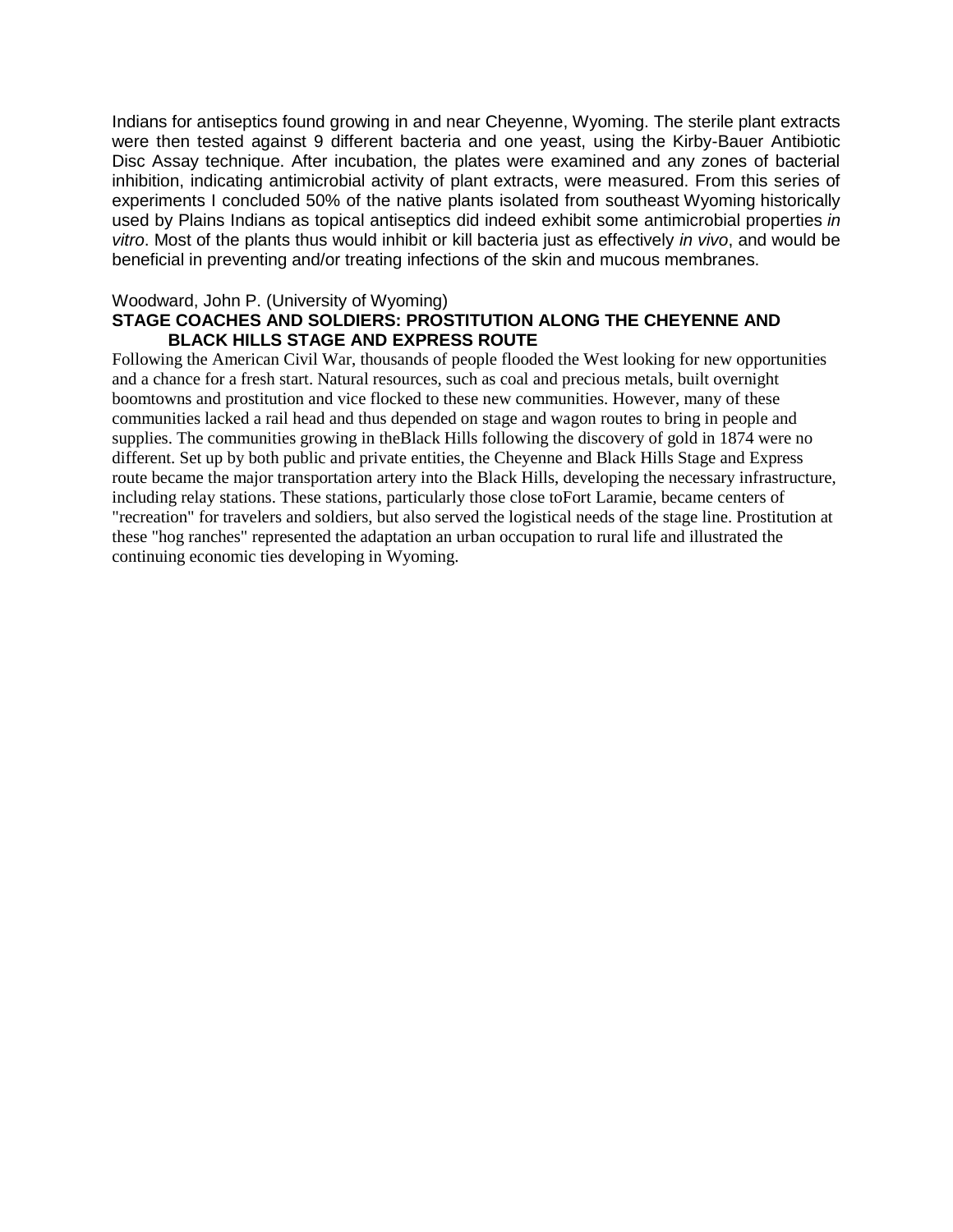Indians for antiseptics found growing in and near Cheyenne, Wyoming. The sterile plant extracts were then tested against 9 different bacteria and one yeast, using the Kirby-Bauer Antibiotic Disc Assay technique. After incubation, the plates were examined and any zones of bacterial inhibition, indicating antimicrobial activity of plant extracts, were measured. From this series of experiments I concluded 50% of the native plants isolated from southeast Wyoming historically used by Plains Indians as topical antiseptics did indeed exhibit some antimicrobial properties *in vitro*. Most of the plants thus would inhibit or kill bacteria just as effectively *in vivo*, and would be beneficial in preventing and/or treating infections of the skin and mucous membranes.

Woodward, John P. (University of Wyoming)

**STAGE COACHES AND SOLDIERS: PROSTITUTION ALONG THE CHEYENNE AND BLACK HILLS STAGE AND EXPRESS ROUTE**

Following the American Civil War, thousands of people flooded the West looking for new opportunities and a chance for a fresh start. Natural resources, such as coal and precious metals, built overnight boomtowns and prostitution and vice flocked to these new communities. However, many of these communities lacked a rail head and thus depended on stage and wagon routes to bring in people and supplies. The communities growing in theBlack Hills following the discovery of gold in 1874 were no different. Set up by both public and private entities, the Cheyenne and Black Hills Stage and Express route became the major transportation artery into the Black Hills, developing the necessary infrastructure, including relay stations. These stations, particularly those close toFort Laramie, became centers of "recreation" for travelers and soldiers, but also served the logistical needs of the stage line. Prostitution at these "hog ranches" represented the adaptation an urban occupation to rural life and illustrated the continuing economic ties developing in Wyoming.